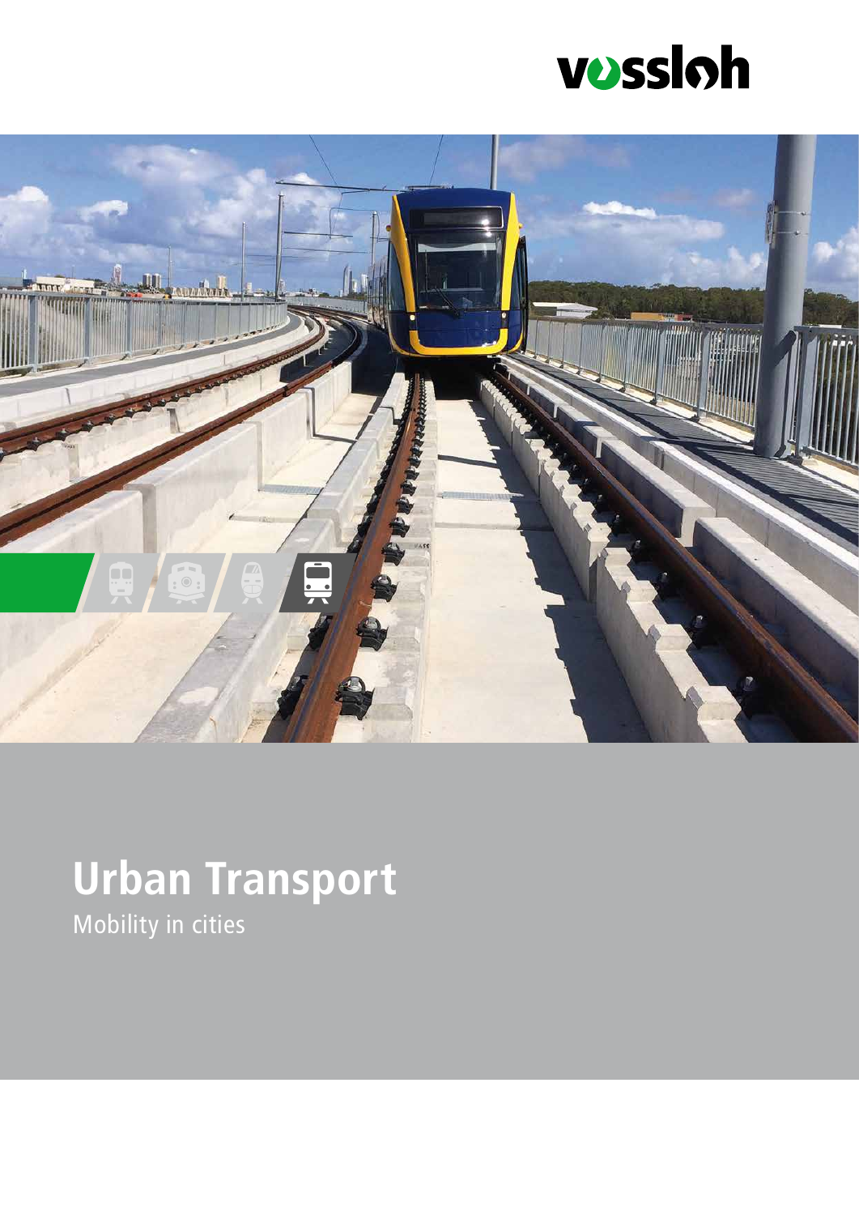vossloh

# Urban Transport

Mobility in cities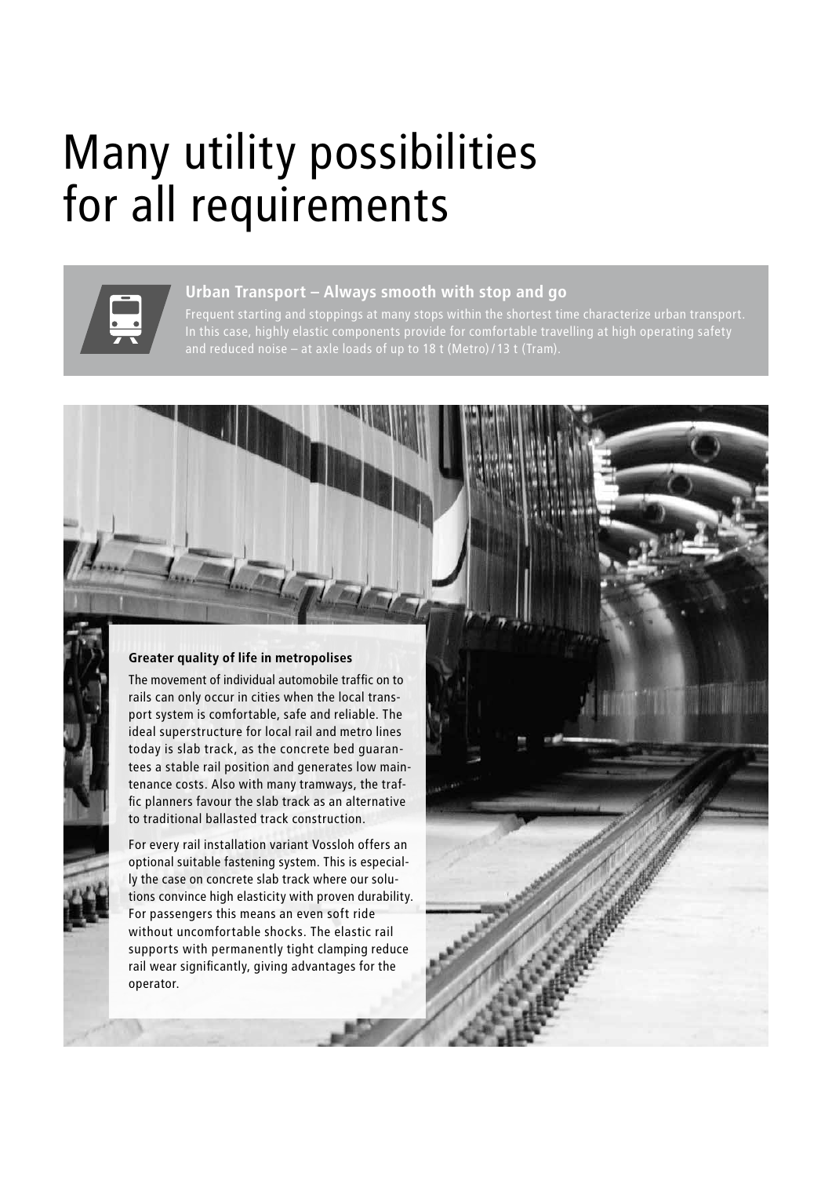# Many utility possibilities for all requirements

### Urban Transport – Always smooth with stop and go

Frequent starting and stoppings at many stops within the shortest time characterize urban transport. In this case, highly elastic components provide for comfortable travelling at high operating safety and reduced noise – at axle loads of up to 18 t (Metro) / 13 t (Tram).

**Greater quality of life in metropolises**

The movement of individual automobile traffic on to rails can only occur in cities when the local transport system is comfortable, safe and reliable. The ideal superstructure for local rail and metro lines today is slab track, as the concrete bed guarantees a stable rail position and generates low maintenance costs. Also with many tramways, the traffic planners favour the slab track as an alternative to traditional ballasted track construction.

For every rail installation variant Vossloh offers an optional suitable fastening system. This is especially the case on concrete slab track where our solutions convince high elasticity with proven durability. For passengers this means an even soft ride without uncomfortable shocks. The elastic rail supports with permanently tight clamping reduce rail wear significantly, giving advantages for the operator.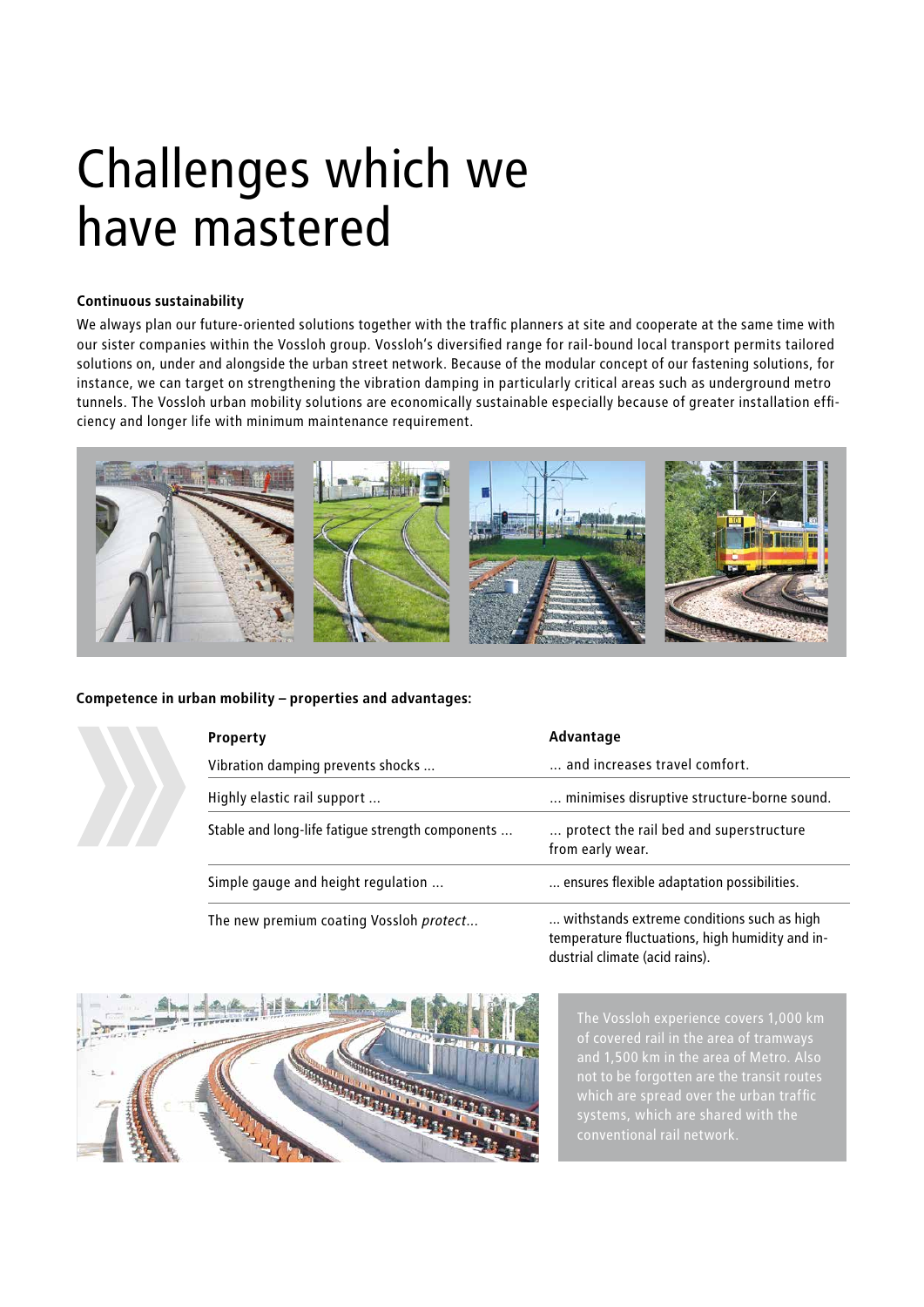# Challenges which we have mastered

**Continuous sustainability**

We always plan our future-oriented solutions together with the traffic planners at site and cooperate at the same time with our sister companies within the Vossloh group. Vossloh's diversified range for rail-bound local transport permits tailored solutions on, under and alongside the urban street network. Because of the modular concept of our fastening solutions, for instance, we can target on strengthening the vibration damping in particularly critical areas such as underground metro tunnels. The Vossloh urban mobility solutions are economically sustainable especially because of greater installation efficiency and longer life with minimum maintenance requirement.

**Competence in urban mobility – properties and advantages:**

| Property | Advantage |
|---|---|
| Vibration damping prevents shocks ... | ... and increases travel comfort. |
| Highly elastic rail support ... | ... minimises disruptive structure-borne sound. |
| Stable and long-life fatigue strength components ... | ... protect the rail bed and superstructure from early wear. |
| Simple gauge and height regulation ... | ... ensures flexible adaptation possibilities. |
| The new premium coating Vossloh *protect*... | ... withstands extreme conditions such as high temperature fluctuations, high humidity and industrial climate (acid rains). |

The Vossloh experience covers 1,000 km of covered rail in the area of tramways and 1,500 km in the area of Metro. Also not to be forgotten are the transit routes which are spread over the urban traffic systems, which are shared with the conventional rail network.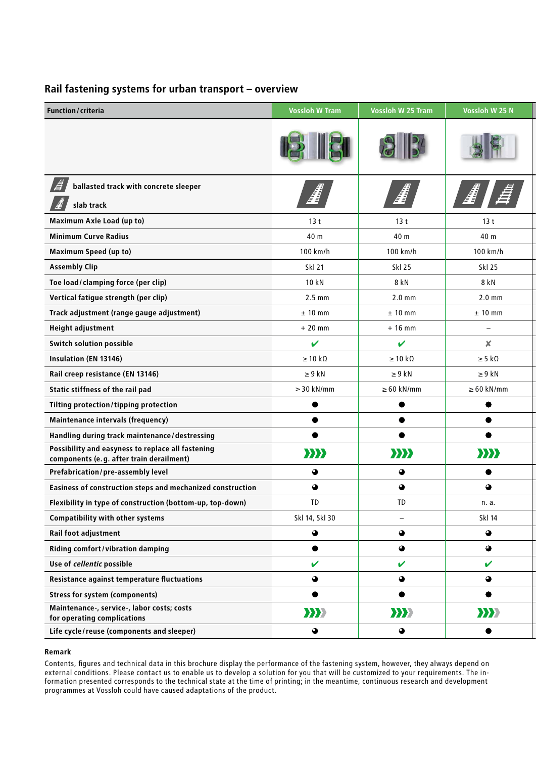## Rail fastening systems for urban transport – overview

| Function / criteria | Vossloh W Tram | Vossloh W 25 Tram | Vossloh W 25 N |
|---|---|---|---|
| | | | |
| ballasted track with concrete sleeper / slab track | slab track | slab track | slab track, ballasted track with concrete sleeper |
| Maximum Axle Load (up to) | 13 t | 13 t | 13 t |
| Minimum Curve Radius | 40 m | 40 m | 40 m |
| Maximum Speed (up to) | 100 km/h | 100 km/h | 100 km/h |
| Assembly Clip | Skl 21 | Skl 25 | Skl 25 |
| Toe load / clamping force (per clip) | 10 kN | 8 kN | 8 kN |
| Vertical fatigue strength (per clip) | 2.5 mm | 2.0 mm | 2.0 mm |
| Track adjustment (range gauge adjustment) | ± 10 mm | ± 10 mm | ± 10 mm |
| Height adjustment | + 20 mm | + 16 mm | – |
| Switch solution possible | ✔ | ✔ | ✘ |
| Insulation (EN 13146) | ≥ 10 kΩ | ≥ 10 kΩ | ≥ 5 kΩ |
| Rail creep resistance (EN 13146) | ≥ 9 kN | ≥ 9 kN | ≥ 9 kN |
| Static stiffness of the rail pad | > 30 kN/mm | ≥ 60 kN/mm | ≥ 60 kN/mm |
| Tilting protection / tipping protection | ● | ● | ● |
| Maintenance intervals (frequency) | ● | ● | ● |
| Handling during track maintenance / destressing | ● | ● | ● |
| Possibility and easyness to replace all fastening components (e.g. after train derailment) | ❯❯❯❯ | ❯❯❯❯ | ❯❯❯❯ |
| Prefabrication / pre-assembly level | ◕ | ◕ | ● |
| Easiness of construction steps and mechanized construction | ◕ | ◕ | ◕ |
| Flexibility in type of construction (bottom-up, top-down) | TD | TD | n. a. |
| Compatibility with other systems | Skl 14, Skl 30 | – | Skl 14 |
| Rail foot adjustment | ◕ | ◕ | ◕ |
| Riding comfort / vibration damping | ● | ◕ | ◕ |
| Use of *cellentic* possible | ✔ | ✔ | ✔ |
| Resistance against temperature fluctuations | ◕ | ◕ | ◕ |
| Stress for system (components) | ● | ● | ● |
| Maintenance-, service-, labor costs; costs for operating complications | ❯❯❯ | ❯❯❯ | ❯❯❯ |
| Life cycle / reuse (components and sleeper) | ◕ | ◕ | ● |

**Remark**

Contents, figures and technical data in this brochure display the performance of the fastening system, however, they always depend on external conditions. Please contact us to enable us to develop a solution for you that will be customized to your requirements. The information presented corresponds to the technical state at the time of printing; in the meantime, continuous research and development programmes at Vossloh could have caused adaptations of the product.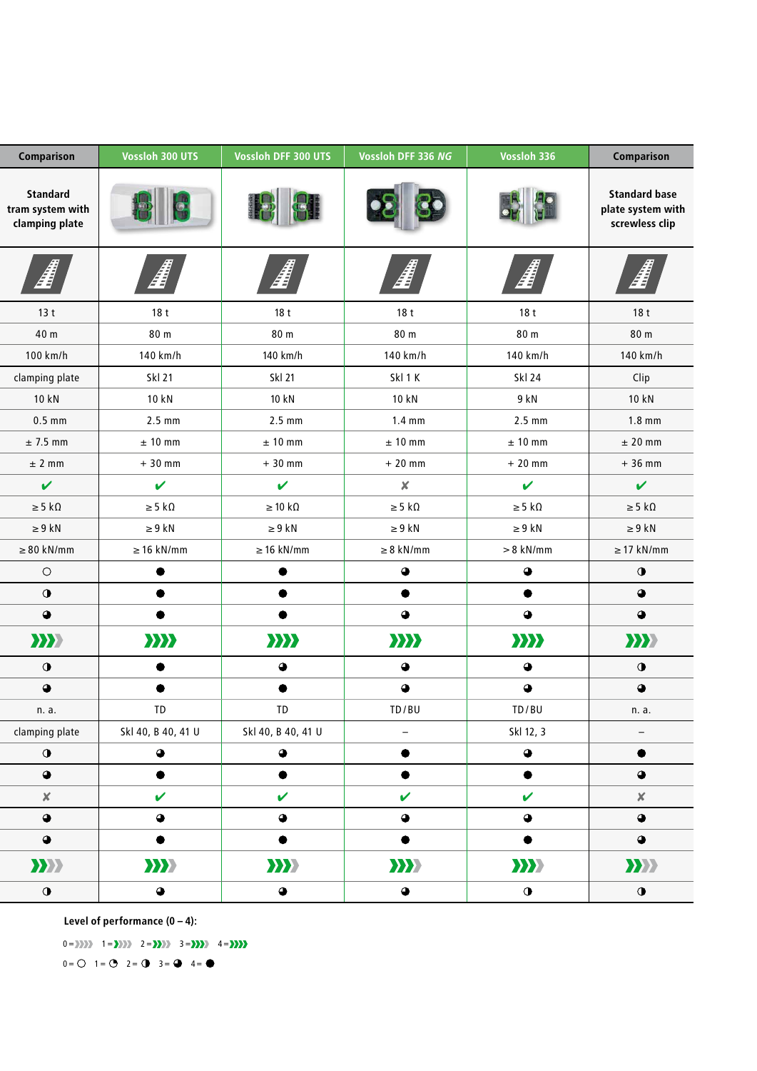| Comparison | Vossloh 300 UTS | Vossloh DFF 300 UTS | Vossloh DFF 336 *NG* | Vossloh 336 | Comparison |
|---|---|---|---|---|---|
| Standard tram system with clamping plate | | | | | Standard base plate system with screwless clip |
| | | | | | |
| 13 t | 18 t | 18 t | 18 t | 18 t | 18 t |
| 40 m | 80 m | 80 m | 80 m | 80 m | 80 m |
| 100 km/h | 140 km/h | 140 km/h | 140 km/h | 140 km/h | 140 km/h |
| clamping plate | Skl 21 | Skl 21 | Skl 1 K | Skl 24 | Clip |
| 10 kN | 10 kN | 10 kN | 10 kN | 9 kN | 10 kN |
| 0.5 mm | 2.5 mm | 2.5 mm | 1.4 mm | 2.5 mm | 1.8 mm |
| ± 7.5 mm | ± 10 mm | ± 10 mm | ± 10 mm | ± 10 mm | ± 20 mm |
| ± 2 mm | + 30 mm | + 30 mm | + 20 mm | + 20 mm | + 36 mm |
| ✔ | ✔ | ✔ | ✘ | ✔ | ✔ |
| ≥ 5 kΩ | ≥ 5 kΩ | ≥ 10 kΩ | ≥ 5 kΩ | ≥ 5 kΩ | ≥ 5 kΩ |
| ≥ 9 kN | ≥ 9 kN | ≥ 9 kN | ≥ 9 kN | ≥ 9 kN | ≥ 9 kN |
| ≥ 80 kN/mm | ≥ 16 kN/mm | ≥ 16 kN/mm | ≥ 8 kN/mm | > 8 kN/mm | ≥ 17 kN/mm |
| 0 | 4 | 4 | 3 | 3 | 2 |
| 2 | 4 | 4 | 4 | 4 | 3 |
| 3 | 4 | 4 | 3 | 3 | 3 |
| 3 | 4 | 4 | 4 | 4 | 3 |
| 2 | 4 | 3 | 3 | 3 | 2 |
| 3 | 4 | 4 | 3 | 3 | 3 |
| n. a. | TD | TD | TD / BU | TD / BU | n. a. |
| clamping plate | Skl 40, B 40, 41 U | Skl 40, B 40, 41 U | – | Skl 12, 3 | – |
| 2 | 3 | 3 | 4 | 3 | 4 |
| 3 | 4 | 4 | 4 | 4 | 3 |
| ✘ | ✔ | ✔ | ✔ | ✔ | ✘ |
| 3 | 3 | 3 | 3 | 3 | 3 |
| 3 | 4 | 4 | 4 | 4 | 3 |
| 2 | 3 | 3 | 3 | 3 | 2 |
| 2 | 3 | 3 | 3 | 2 | 2 |

**Level of performance (0 – 4):**

0 = ○ 1 = ◔ 2 = ◑ 3 = ◕ 4 = ●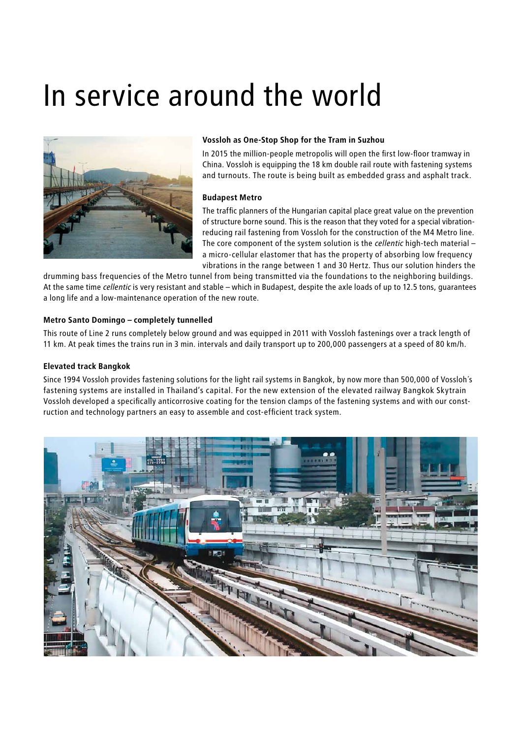# In service around the world

### Vossloh as One-Stop Shop for the Tram in Suzhou

In 2015 the million-people metropolis will open the first low-floor tramway in China. Vossloh is equipping the 18 km double rail route with fastening systems and turnouts. The route is being built as embedded grass and asphalt track.

### Budapest Metro

The traffic planners of the Hungarian capital place great value on the prevention of structure borne sound. This is the reason that they voted for a special vibration-reducing rail fastening from Vossloh for the construction of the M4 Metro line. The core component of the system solution is the *cellentic* high-tech material – a micro-cellular elastomer that has the property of absorbing low frequency vibrations in the range between 1 and 30 Hertz. Thus our solution hinders the drumming bass frequencies of the Metro tunnel from being transmitted via the foundations to the neighboring buildings. At the same time *cellentic* is very resistant and stable – which in Budapest, despite the axle loads of up to 12.5 tons, guarantees a long life and a low-maintenance operation of the new route.

### Metro Santo Domingo – completely tunnelled

This route of Line 2 runs completely below ground and was equipped in 2011 with Vossloh fastenings over a track length of 11 km. At peak times the trains run in 3 min. intervals and daily transport up to 200,000 passengers at a speed of 80 km/h.

### Elevated track Bangkok

Since 1994 Vossloh provides fastening solutions for the light rail systems in Bangkok, by now more than 500,000 of Vossloh´s fastening systems are installed in Thailand's capital. For the new extension of the elevated railway Bangkok Skytrain Vossloh developed a specifically anticorrosive coating for the tension clamps of the fastening systems and with our construction and technology partners an easy to assemble and cost-efficient track system.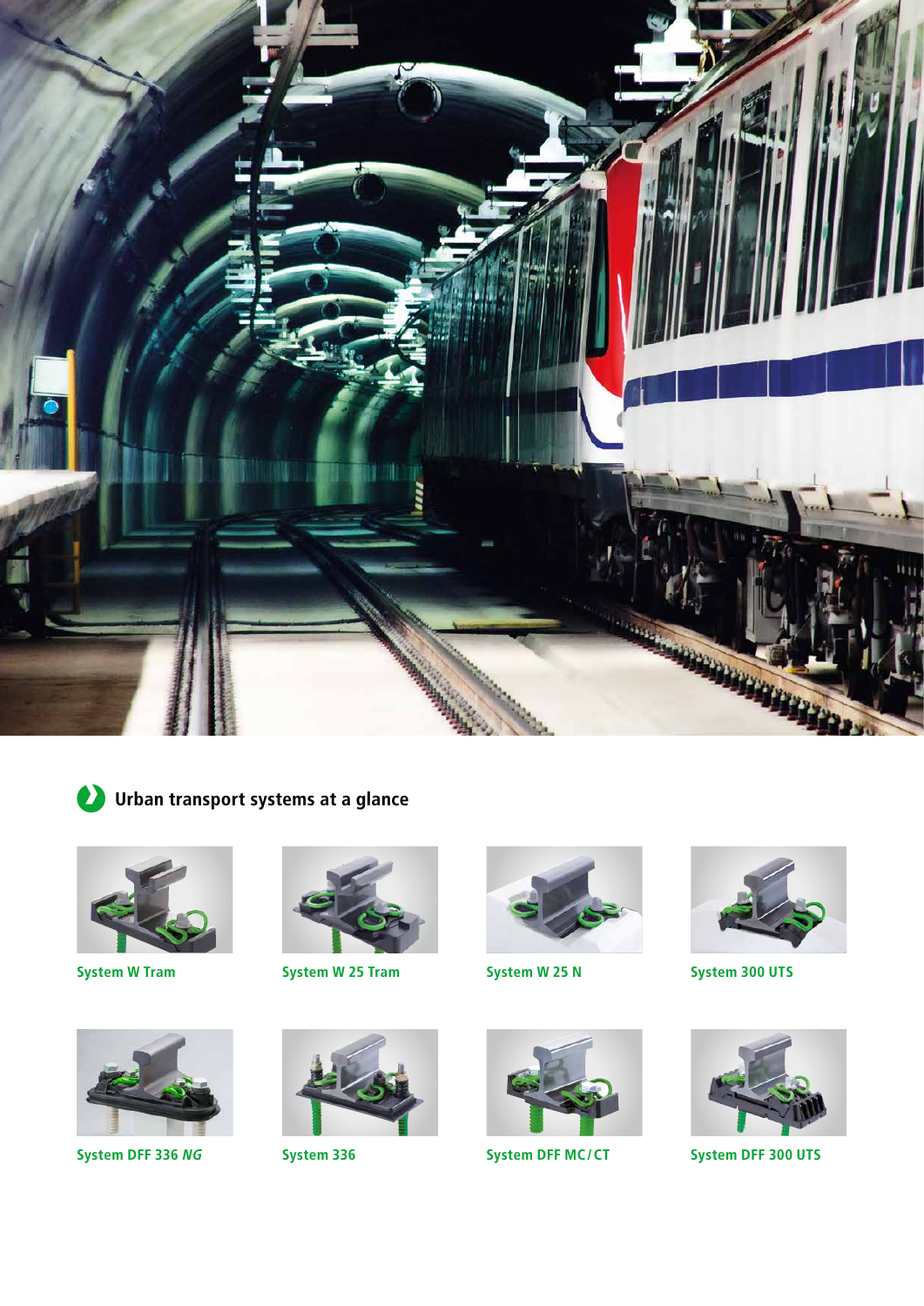## Urban transport systems at a glance

System W Tram

System W 25 Tram

System W 25 N

System 300 UTS

System DFF 336 *NG*

System 336

System DFF MC/CT

System DFF 300 UTS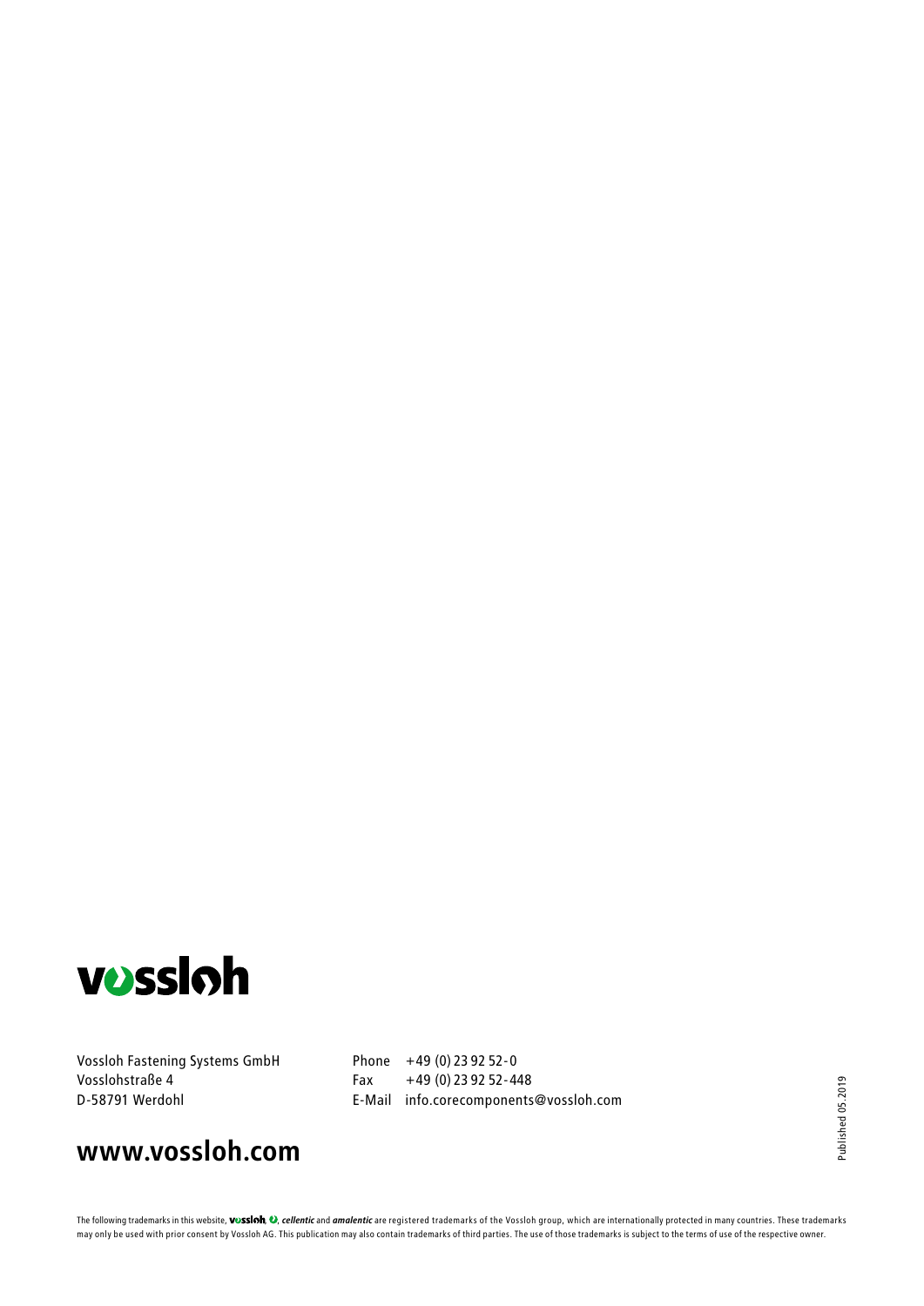vossloh

Vossloh Fastening Systems GmbH
Vosslohstraße 4
D-58791 Werdohl

Phone +49 (0) 23 92 52-0
Fax +49 (0) 23 92 52-448
E-Mail info.corecomponents@vossloh.com

## www.vossloh.com

Published 05.2019

The following trademarks in this website, **vossloh**, ***cellentic*** and ***amalentic*** are registered trademarks of the Vossloh group, which are internationally protected in many countries. These trademarks may only be used with prior consent by Vossloh AG. This publication may also contain trademarks of third parties. The use of those trademarks is subject to the terms of use of the respective owner.